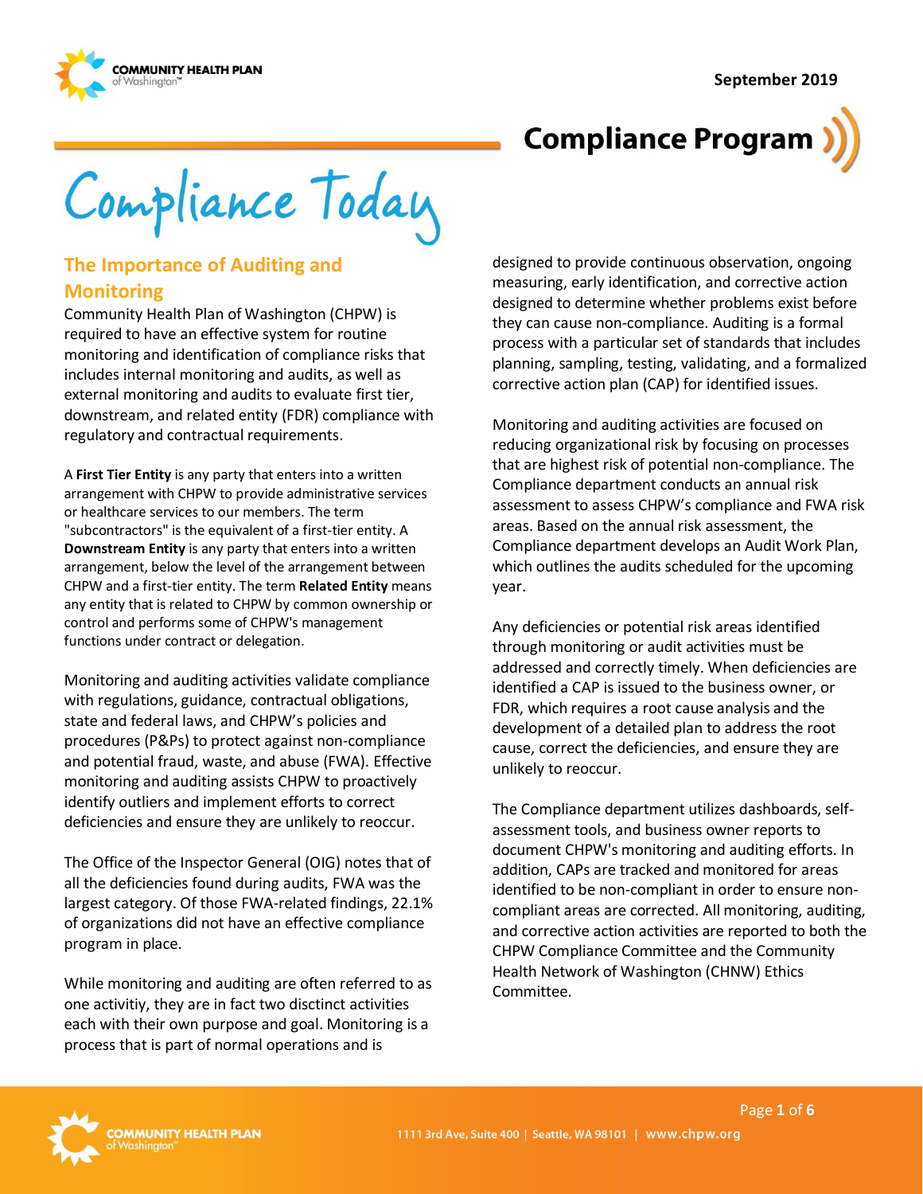September 2019

# Compliance Program

# Compliance Today

## The Importance of Auditing and Monitoring

Community Health Plan of Washington (CHPW) is required to have an effective system for routine monitoring and identification of compliance risks that includes internal monitoring and audits, as well as external monitoring and audits to evaluate first tier, downstream, and related entity (FDR) compliance with regulatory and contractual requirements.

A **First Tier Entity** is any party that enters into a written arrangement with CHPW to provide administrative services or healthcare services to our members. The term "subcontractors" is the equivalent of a first-tier entity. A **Downstream Entity** is any party that enters into a written arrangement, below the level of the arrangement between CHPW and a first-tier entity. The term **Related Entity** means any entity that is related to CHPW by common ownership or control and performs some of CHPW's management functions under contract or delegation.

Monitoring and auditing activities validate compliance with regulations, guidance, contractual obligations, state and federal laws, and CHPW's policies and procedures (P&Ps) to protect against non-compliance and potential fraud, waste, and abuse (FWA). Effective monitoring and auditing assists CHPW to proactively identify outliers and implement efforts to correct deficiencies and ensure they are unlikely to reoccur.

The Office of the Inspector General (OIG) notes that of all the deficiencies found during audits, FWA was the largest category. Of those FWA-related findings, 22.1% of organizations did not have an effective compliance program in place.

While monitoring and auditing are often referred to as one activitiy, they are in fact two disctinct activities each with their own purpose and goal. Monitoring is a process that is part of normal operations and is designed to provide continuous observation, ongoing measuring, early identification, and corrective action designed to determine whether problems exist before they can cause non-compliance. Auditing is a formal process with a particular set of standards that includes planning, sampling, testing, validating, and a formalized corrective action plan (CAP) for identified issues.

Monitoring and auditing activities are focused on reducing organizational risk by focusing on processes that are highest risk of potential non-compliance. The Compliance department conducts an annual risk assessment to assess CHPW's compliance and FWA risk areas. Based on the annual risk assessment, the Compliance department develops an Audit Work Plan, which outlines the audits scheduled for the upcoming year.

Any deficiencies or potential risk areas identified through monitoring or audit activities must be addressed and correctly timely. When deficiencies are identified a CAP is issued to the business owner, or FDR, which requires a root cause analysis and the development of a detailed plan to address the root cause, correct the deficiencies, and ensure they are unlikely to reoccur.

The Compliance department utilizes dashboards, self-assessment tools, and business owner reports to document CHPW's monitoring and auditing efforts. In addition, CAPs are tracked and monitored for areas identified to be non-compliant in order to ensure non-compliant areas are corrected. All monitoring, auditing, and corrective action activities are reported to both the CHPW Compliance Committee and the Community Health Network of Washington (CHNW) Ethics Committee.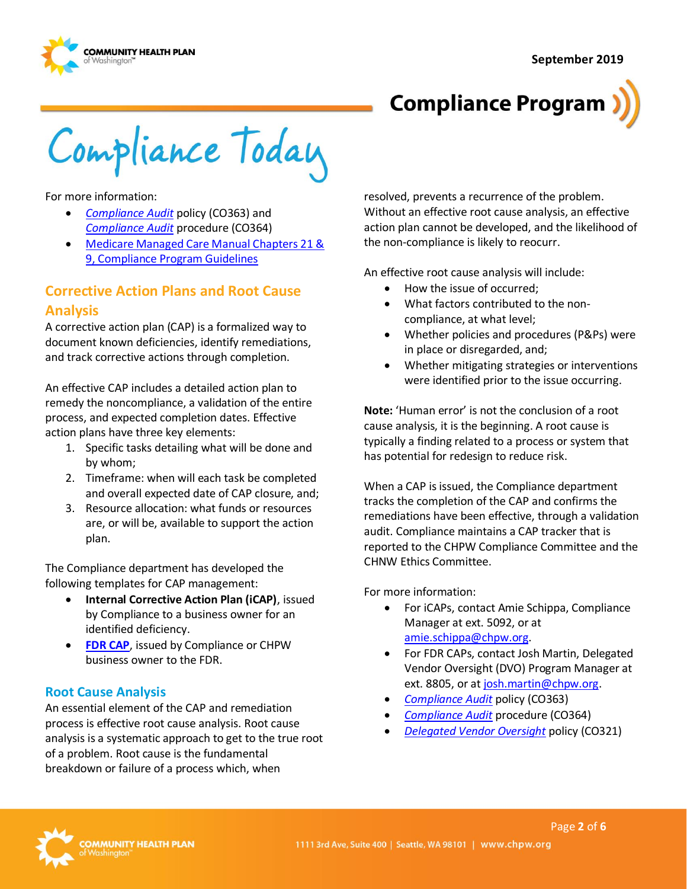For more information:

- *Compliance Audit* policy (CO363) and *Compliance Audit* procedure (CO364)
- Medicare Managed Care Manual Chapters 21 & 9, Compliance Program Guidelines

## Corrective Action Plans and Root Cause Analysis

A corrective action plan (CAP) is a formalized way to document known deficiencies, identify remediations, and track corrective actions through completion.

An effective CAP includes a detailed action plan to remedy the noncompliance, a validation of the entire process, and expected completion dates. Effective action plans have three key elements:

1. Specific tasks detailing what will be done and by whom;
2. Timeframe: when will each task be completed and overall expected date of CAP closure, and;
3. Resource allocation: what funds or resources are, or will be, available to support the action plan.

The Compliance department has developed the following templates for CAP management:

- **Internal Corrective Action Plan (iCAP)**, issued by Compliance to a business owner for an identified deficiency.
- **FDR CAP**, issued by Compliance or CHPW business owner to the FDR.

## Root Cause Analysis

An essential element of the CAP and remediation process is effective root cause analysis. Root cause analysis is a systematic approach to get to the true root of a problem. Root cause is the fundamental breakdown or failure of a process which, when resolved, prevents a recurrence of the problem. Without an effective root cause analysis, an effective action plan cannot be developed, and the likelihood of the non-compliance is likely to reocurr.

An effective root cause analysis will include:

- How the issue of occurred;
- What factors contributed to the non-compliance, at what level;
- Whether policies and procedures (P&Ps) were in place or disregarded, and;
- Whether mitigating strategies or interventions were identified prior to the issue occurring.

**Note:** 'Human error' is not the conclusion of a root cause analysis, it is the beginning. A root cause is typically a finding related to a process or system that has potential for redesign to reduce risk.

When a CAP is issued, the Compliance department tracks the completion of the CAP and confirms the remediations have been effective, through a validation audit. Compliance maintains a CAP tracker that is reported to the CHPW Compliance Committee and the CHNW Ethics Committee.

For more information:

- For iCAPs, contact Amie Schippa, Compliance Manager at ext. 5092, or at amie.schippa@chpw.org.
- For FDR CAPs, contact Josh Martin, Delegated Vendor Oversight (DVO) Program Manager at ext. 8805, or at josh.martin@chpw.org.
- *Compliance Audit* policy (CO363)
- *Compliance Audit* procedure (CO364)
- *Delegated Vendor Oversight* policy (CO321)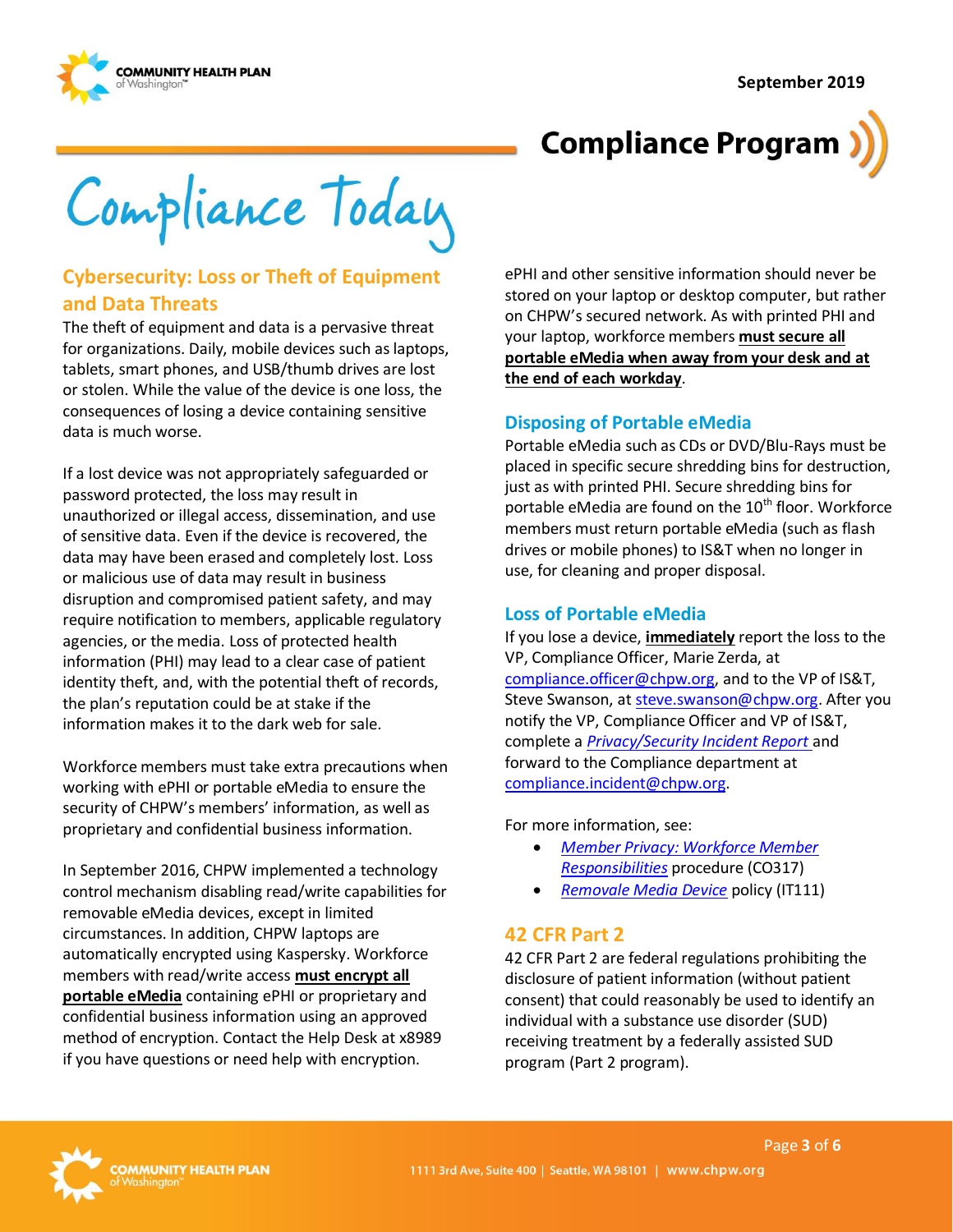# Compliance Today

## Cybersecurity: Loss or Theft of Equipment and Data Threats

The theft of equipment and data is a pervasive threat for organizations. Daily, mobile devices such as laptops, tablets, smart phones, and USB/thumb drives are lost or stolen. While the value of the device is one loss, the consequences of losing a device containing sensitive data is much worse.

If a lost device was not appropriately safeguarded or password protected, the loss may result in unauthorized or illegal access, dissemination, and use of sensitive data. Even if the device is recovered, the data may have been erased and completely lost. Loss or malicious use of data may result in business disruption and compromised patient safety, and may require notification to members, applicable regulatory agencies, or the media. Loss of protected health information (PHI) may lead to a clear case of patient identity theft, and, with the potential theft of records, the plan's reputation could be at stake if the information makes it to the dark web for sale.

Workforce members must take extra precautions when working with ePHI or portable eMedia to ensure the security of CHPW's members' information, as well as proprietary and confidential business information.

In September 2016, CHPW implemented a technology control mechanism disabling read/write capabilities for removable eMedia devices, except in limited circumstances. In addition, CHPW laptops are automatically encrypted using Kaspersky. Workforce members with read/write access **must encrypt all portable eMedia** containing ePHI or proprietary and confidential business information using an approved method of encryption. Contact the Help Desk at x8989 if you have questions or need help with encryption.

ePHI and other sensitive information should never be stored on your laptop or desktop computer, but rather on CHPW's secured network. As with printed PHI and your laptop, workforce members **must secure all portable eMedia when away from your desk and at the end of each workday**.

### Disposing of Portable eMedia

Portable eMedia such as CDs or DVD/Blu-Rays must be placed in specific secure shredding bins for destruction, just as with printed PHI. Secure shredding bins for portable eMedia are found on the 10th floor. Workforce members must return portable eMedia (such as flash drives or mobile phones) to IS&T when no longer in use, for cleaning and proper disposal.

### Loss of Portable eMedia

If you lose a device, **immediately** report the loss to the VP, Compliance Officer, Marie Zerda, at compliance.officer@chpw.org, and to the VP of IS&T, Steve Swanson, at steve.swanson@chpw.org. After you notify the VP, Compliance Officer and VP of IS&T, complete a *Privacy/Security Incident Report* and forward to the Compliance department at compliance.incident@chpw.org.

For more information, see:

- *Member Privacy: Workforce Member Responsibilities* procedure (CO317)
- *Removale Media Device* policy (IT111)

## 42 CFR Part 2

42 CFR Part 2 are federal regulations prohibiting the disclosure of patient information (without patient consent) that could reasonably be used to identify an individual with a substance use disorder (SUD) receiving treatment by a federally assisted SUD program (Part 2 program).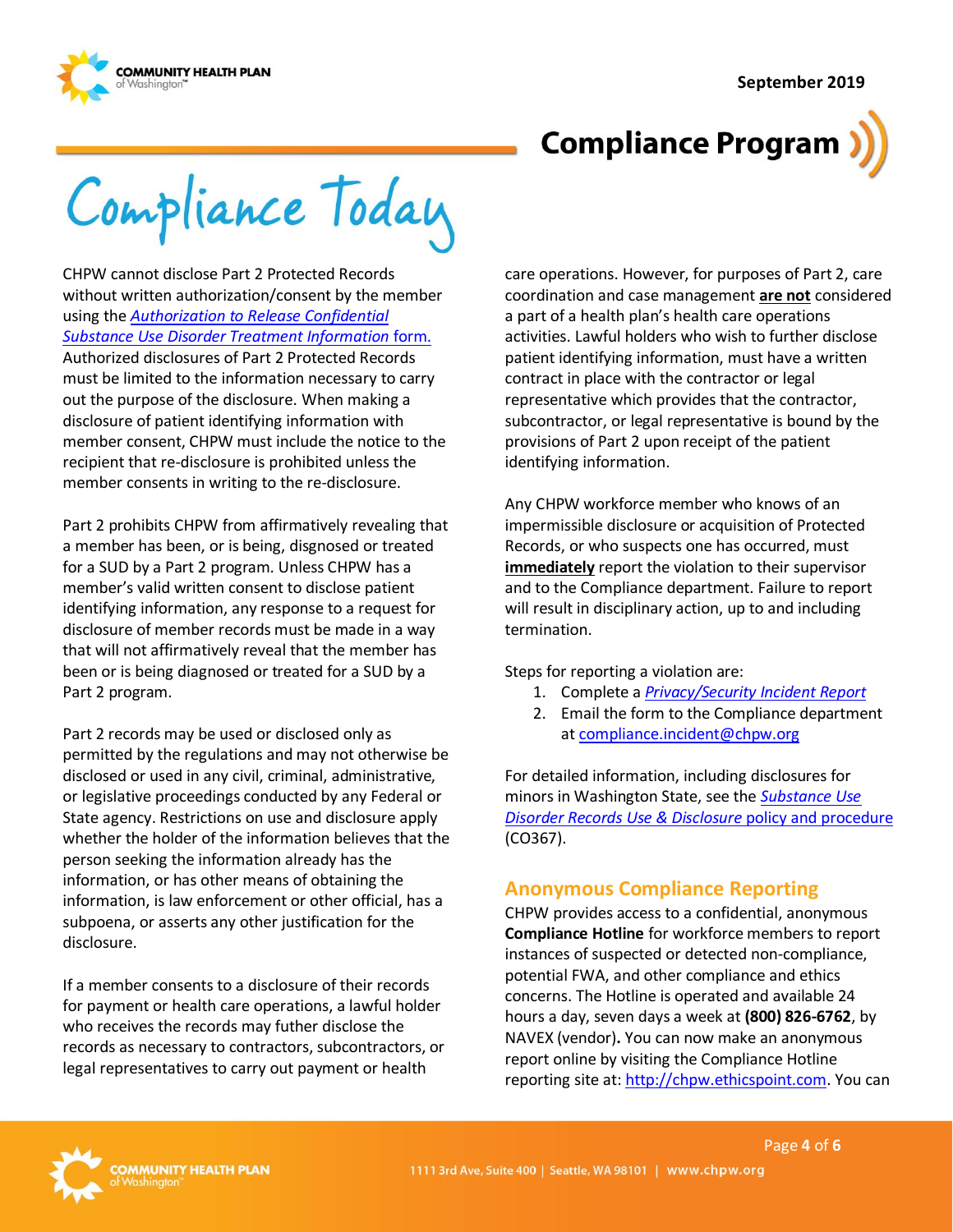CHPW cannot disclose Part 2 Protected Records without written authorization/consent by the member using the *Authorization to Release Confidential Substance Use Disorder Treatment Information* form. Authorized disclosures of Part 2 Protected Records must be limited to the information necessary to carry out the purpose of the disclosure. When making a disclosure of patient identifying information with member consent, CHPW must include the notice to the recipient that re-disclosure is prohibited unless the member consents in writing to the re-disclosure.

Part 2 prohibits CHPW from affirmatively revealing that a member has been, or is being, disgnosed or treated for a SUD by a Part 2 program. Unless CHPW has a member's valid written consent to disclose patient identifying information, any response to a request for disclosure of member records must be made in a way that will not affirmatively reveal that the member has been or is being diagnosed or treated for a SUD by a Part 2 program.

Part 2 records may be used or disclosed only as permitted by the regulations and may not otherwise be disclosed or used in any civil, criminal, administrative, or legislative proceedings conducted by any Federal or State agency. Restrictions on use and disclosure apply whether the holder of the information believes that the person seeking the information already has the information, or has other means of obtaining the information, is law enforcement or other official, has a subpoena, or asserts any other justification for the disclosure.

If a member consents to a disclosure of their records for payment or health care operations, a lawful holder who receives the records may futher disclose the records as necessary to contractors, subcontractors, or legal representatives to carry out payment or health care operations. However, for purposes of Part 2, care coordination and case management **are not** considered a part of a health plan's health care operations activities. Lawful holders who wish to further disclose patient identifying information, must have a written contract in place with the contractor or legal representative which provides that the contractor, subcontractor, or legal representative is bound by the provisions of Part 2 upon receipt of the patient identifying information.

Any CHPW workforce member who knows of an impermissible disclosure or acquisition of Protected Records, or who suspects one has occurred, must **immediately** report the violation to their supervisor and to the Compliance department. Failure to report will result in disciplinary action, up to and including termination.

Steps for reporting a violation are:

1. Complete a *Privacy/Security Incident Report*
2. Email the form to the Compliance department at compliance.incident@chpw.org

For detailed information, including disclosures for minors in Washington State, see the *Substance Use Disorder Records Use & Disclosure* policy and procedure (CO367).

## Anonymous Compliance Reporting

CHPW provides access to a confidential, anonymous **Compliance Hotline** for workforce members to report instances of suspected or detected non-compliance, potential FWA, and other compliance and ethics concerns. The Hotline is operated and available 24 hours a day, seven days a week at **(800) 826-6762**, by NAVEX (vendor)**.** You can now make an anonymous report online by visiting the Compliance Hotline reporting site at: http://chpw.ethicspoint.com. You can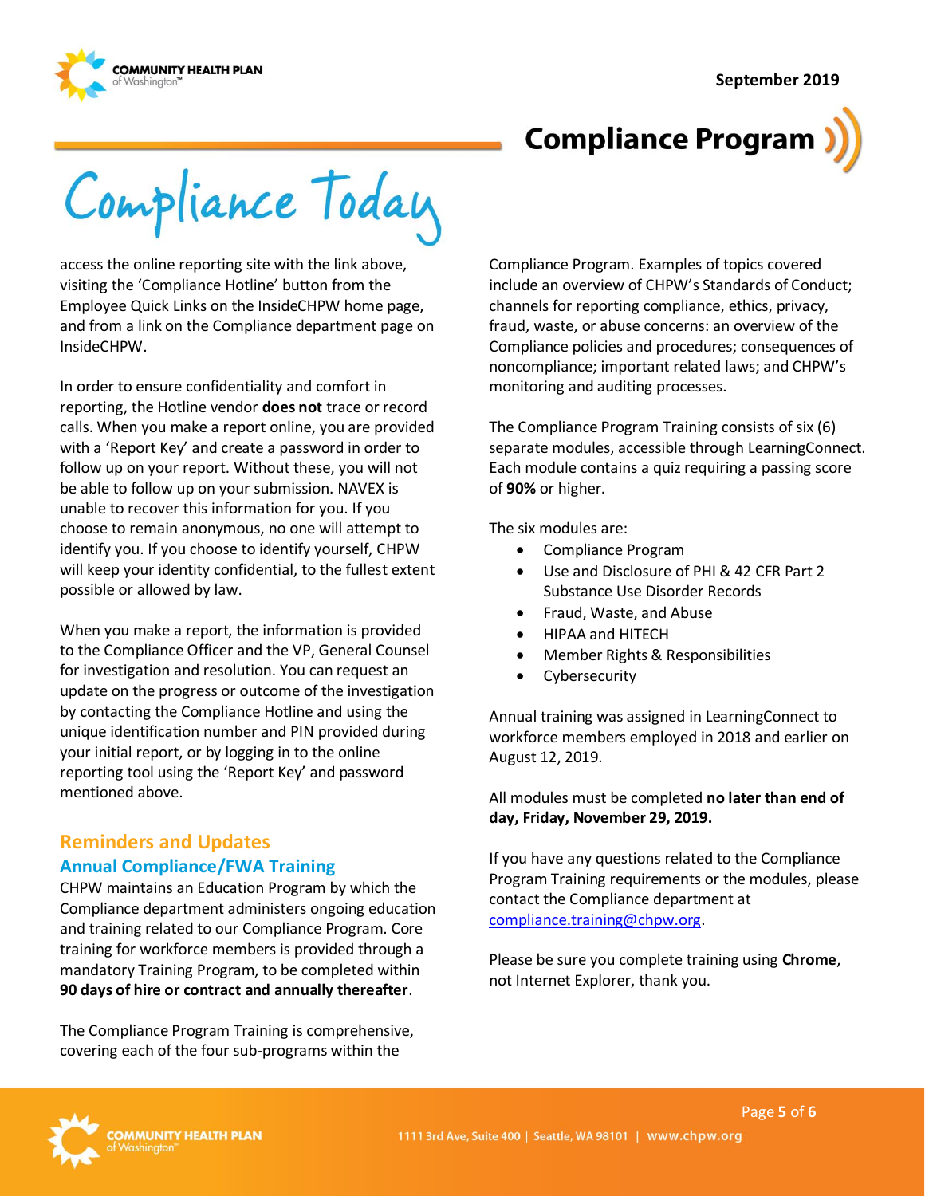access the online reporting site with the link above, visiting the 'Compliance Hotline' button from the Employee Quick Links on the InsideCHPW home page, and from a link on the Compliance department page on InsideCHPW.

In order to ensure confidentiality and comfort in reporting, the Hotline vendor **does not** trace or record calls. When you make a report online, you are provided with a 'Report Key' and create a password in order to follow up on your report. Without these, you will not be able to follow up on your submission. NAVEX is unable to recover this information for you. If you choose to remain anonymous, no one will attempt to identify you. If you choose to identify yourself, CHPW will keep your identity confidential, to the fullest extent possible or allowed by law.

When you make a report, the information is provided to the Compliance Officer and the VP, General Counsel for investigation and resolution. You can request an update on the progress or outcome of the investigation by contacting the Compliance Hotline and using the unique identification number and PIN provided during your initial report, or by logging in to the online reporting tool using the 'Report Key' and password mentioned above.

## Reminders and Updates

### Annual Compliance/FWA Training

CHPW maintains an Education Program by which the Compliance department administers ongoing education and training related to our Compliance Program. Core training for workforce members is provided through a mandatory Training Program, to be completed within **90 days of hire or contract and annually thereafter**.

The Compliance Program Training is comprehensive, covering each of the four sub-programs within the Compliance Program. Examples of topics covered include an overview of CHPW's Standards of Conduct; channels for reporting compliance, ethics, privacy, fraud, waste, or abuse concerns: an overview of the Compliance policies and procedures; consequences of noncompliance; important related laws; and CHPW's monitoring and auditing processes.

The Compliance Program Training consists of six (6) separate modules, accessible through LearningConnect. Each module contains a quiz requiring a passing score of **90%** or higher.

The six modules are:

- Compliance Program
- Use and Disclosure of PHI & 42 CFR Part 2 Substance Use Disorder Records
- Fraud, Waste, and Abuse
- HIPAA and HITECH
- Member Rights & Responsibilities
- Cybersecurity

Annual training was assigned in LearningConnect to workforce members employed in 2018 and earlier on August 12, 2019.

All modules must be completed **no later than end of day, Friday, November 29, 2019.**

If you have any questions related to the Compliance Program Training requirements or the modules, please contact the Compliance department at compliance.training@chpw.org.

Please be sure you complete training using **Chrome**, not Internet Explorer, thank you.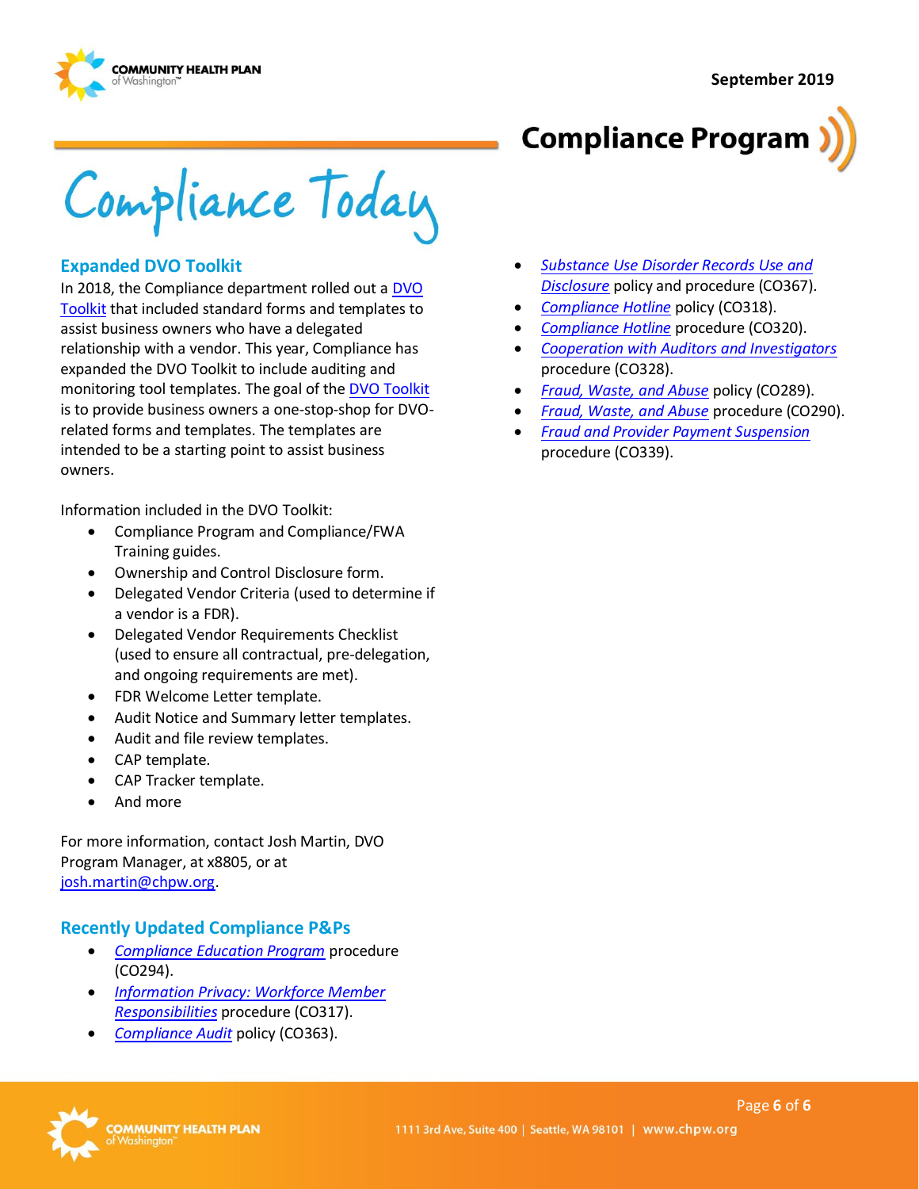# Compliance Today

## Expanded DVO Toolkit

In 2018, the Compliance department rolled out a DVO Toolkit that included standard forms and templates to assist business owners who have a delegated relationship with a vendor. This year, Compliance has expanded the DVO Toolkit to include auditing and monitoring tool templates. The goal of the DVO Toolkit is to provide business owners a one-stop-shop for DVO-related forms and templates. The templates are intended to be a starting point to assist business owners.

Information included in the DVO Toolkit:

- Compliance Program and Compliance/FWA Training guides.
- Ownership and Control Disclosure form.
- Delegated Vendor Criteria (used to determine if a vendor is a FDR).
- Delegated Vendor Requirements Checklist (used to ensure all contractual, pre-delegation, and ongoing requirements are met).
- FDR Welcome Letter template.
- Audit Notice and Summary letter templates.
- Audit and file review templates.
- CAP template.
- CAP Tracker template.
- And more

For more information, contact Josh Martin, DVO Program Manager, at x8805, or at josh.martin@chpw.org.

## Recently Updated Compliance P&Ps

- *Compliance Education Program* procedure (CO294).
- *Information Privacy: Workforce Member Responsibilities* procedure (CO317).
- *Compliance Audit* policy (CO363).
- *Substance Use Disorder Records Use and Disclosure* policy and procedure (CO367).
- *Compliance Hotline* policy (CO318).
- *Compliance Hotline* procedure (CO320).
- *Cooperation with Auditors and Investigators* procedure (CO328).
- *Fraud, Waste, and Abuse* policy (CO289).
- *Fraud, Waste, and Abuse* procedure (CO290).
- *Fraud and Provider Payment Suspension* procedure (CO339).